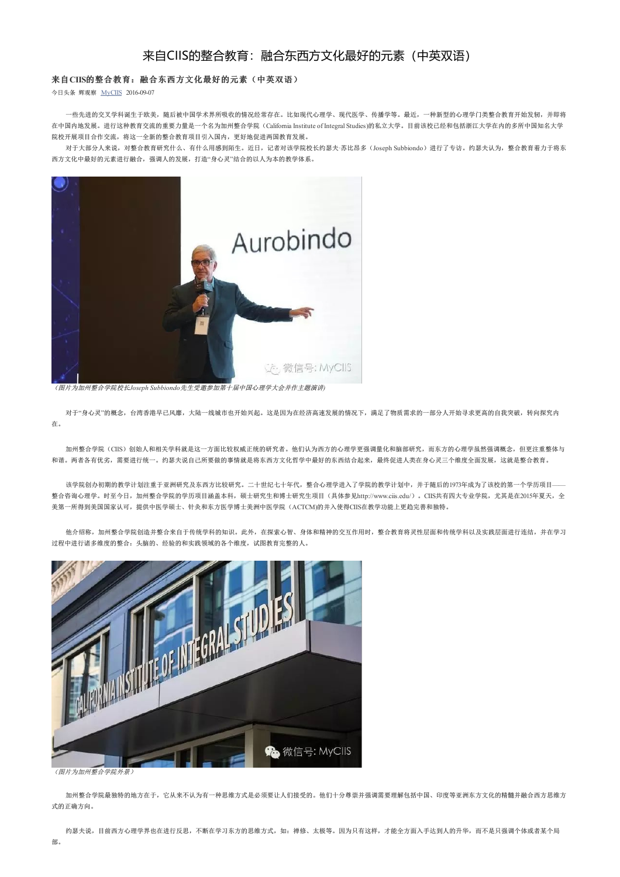# 来自CIIS的整合教育：融合东西方文化最好的元素（中英双语）

## 来自CIIS的整合教育：融合东西方文化最好的元素（中英双语）

今日头条 辉观察 MyCIIS 2016-09-07

一些先进的交叉学科诞生于欧美，随后被中国学术界所吸收的情况经常存在。比如现代心理学、现代医学、传播学等。最近，一种新型的心理学门类整合教育开始发轫，并即将在中国内地发展。进行这种教育交流的重要力量是一个名为加州整合学院（California Institute of Integral Studies)的私立大学。目前该校已经和包括浙江大学在内的多所中国知名大学院校开展项目合作交流，将这一全新的整合教育项目引入国内，更好地促进两国教育发展。

对于大部分人来说，对整合教育研究什么、有什么用感到陌生。近日，记者对该学院校长约瑟夫·苏比昂多（Joseph Subbiondo）进行了专访。约瑟夫认为，整合教育着力于将东西方文化中最好的元素进行融合，强调人的发展，打造"身心灵"结合的以人为本的教学体系。

（图片为加州整合学院校长Joseph Subbiondo先生受邀参加第十届中国心理学大会并作主题演讲）

对于"身心灵"的概念，台湾香港早已风靡，大陆一线城市也开始兴起。这是因为在经济高速发展的情况下，满足了物质需求的一部分人开始寻求更高的自我突破，转向探究内在。

加州整合学院（CIIS）创始人和相关学科就是这一方面比较权威正统的研究者。他们认为西方的心理学更强调量化和脑部研究，而东方的心理学虽然强调概念，但更注重整体与和谐。两者各有优劣，需要进行统一。约瑟夫说自己所要做的事情就是将东西方文化哲学中最好的东西结合起来，最终促进人类在身心灵三个维度全面发展，这就是整合教育。

该学院创办初期的教学计划注重于亚洲研究及东西方比较研究。二十世纪七十年代，整合心理学进入了学院的教学计划中，并于随后的1973年成为了该校的第一个学历项目——整合咨询心理学。时至今日，加州整合学院的学历项目涵盖本科，硕士研究生和博士研究生项目（具体参见http://www.ciis.edu/）。CIIS共有四大专业学院，尤其是在2015年夏天，全美第一所得到美国国家认可，提供中医学硕士、针灸和东方医学博士美洲中医学院（ACTCM)的并入使得CIIS在教学功能上更趋完善和独特。

他介绍称，加州整合学院创造并整合来自于传统学科的知识。此外，在探索心智、身体和精神的交互作用时，整合教育将灵性层面和传统学科以及实践层面进行连结，并在学习过程中进行诸多维度的整合：头脑的、经验的和实践领域的各个维度，试图教育完整的人。

（图片为加州整合学院外景）

加州整合学院最独特的地方在于，它从来不认为有一种思维方式是必须要让人们接受的。他们十分尊崇并强调需要理解包括中国、印度等亚洲东方文化的精髓并融合西方思维方式的正确方向。

约瑟夫说，目前西方心理学界也在进行反思，不断在学习东方的思维方式，如：禅修、太极等。因为只有这样，才能全方面入手达到人的升华，而不是只强调个体或者某个局部。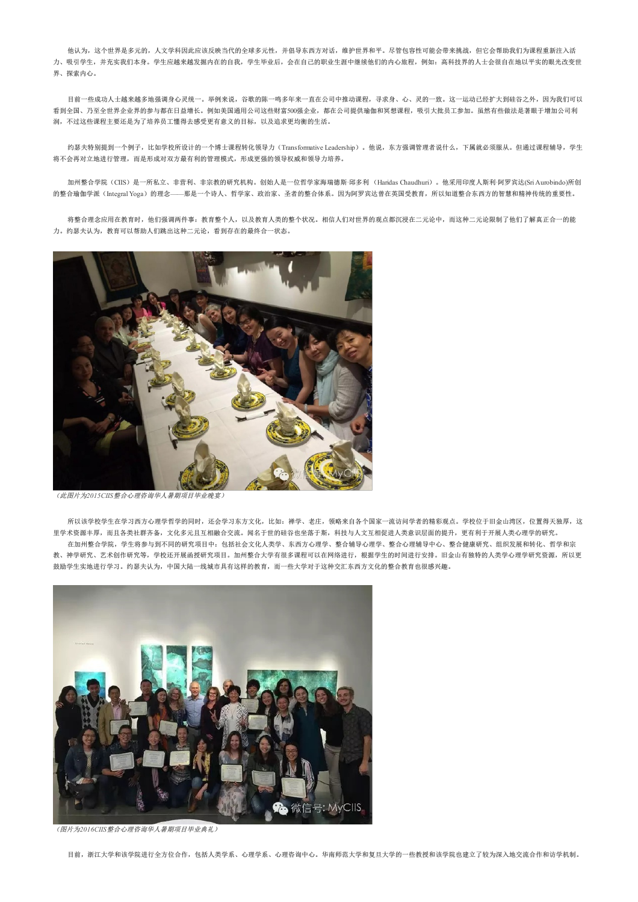他认为，这个世界是多元的，人文学科因此应该反映当代的全球多元性，并倡导东西方对话，维护世界和平。尽管包容性可能会带来挑战，但它会帮助我们为课程重新注入活力、吸引学生，并充实我们本身。学生应越来越发掘内在的自我，学生毕业后，会在自己的职业生涯中继续他们的内心旅程，例如：高科技界的人士会很自在地以平实的眼光改变世界、探索内心。

目前一些成功人士越来越多地强调身心灵统一。举例来说，谷歌的陈一鸣多年来一直在公司中推动课程，寻求身、心、灵的一致。这一运动已经扩大到硅谷之外，因为我们可以看到全国、乃至全世界企业界的参与都在日益增长。例如美国通用公司这些财富500强企业，都在公司提供瑜伽和冥想课程，吸引大批员工参加。虽然有些做法是著眼于增加公司利润，不过这些课程主要还是为了培养员工懂得去感受更有意义的目标，以及追求更均衡的生活。

约瑟夫特别提到一个例子，比如学校所设计的一个博士课程转化领导力（Transformative Leadership）。他说，东方强调管理者说什么，下属就必须服从。但通过课程辅导，学生将不会再对立地进行管理，而是形成对双方最有利的管理模式，形成更强的领导权威和领导力培养。

加州整合学院（CIIS）是一所私立、非营利、非宗教的研究机构。创始人是一位哲学家海瑞德斯·邱多利 （Haridas Chaudhuri）。他采用印度人斯利·阿罗宾达(Sri Aurobindo)所创的整合瑜伽学派（Integral Yoga）的理念——那是一个诗人、哲学家、政治家、圣者的整合体系。因为阿罗宾达曾在英国受教育，所以知道整合东西方的智慧和精神传统的重要性。

将整合理念应用在教育时，他们强调两件事：教育整个人，以及教育人类的整个状况。相信人们对世界的观点都沉浸在二元论中，而这种二元论限制了他们了解真正合一的能力。约瑟夫认为，教育可以帮助人们跳出这种二元论，看到存在的最终合一状态。

*（此图片为2015CIIS整合心理咨询华人暑期项目毕业晚宴）*

所以该学校学生在学习西方心理学哲学的同时，还会学习东方文化，比如：禅学、老庄，领略来自各个国家一流访问学者的精彩观点。学校位于旧金山湾区，位置得天独厚，这里学术资源丰厚，而且各类社群齐备，文化多元且互相融合交流。闻名于世的硅谷也坐落于斯，科技与人文互相促进人类意识层面的提升，更有利于开展人类心理学的研究。

在加州整合学院，学生将参与到不同的研究项目中：包括社会文化人类学、东西方心理学、整合辅导心理学、整合心理辅导中心、整合健康研究、组织发展和转化、哲学和宗教、神学研究、艺术创作研究等，学校还开展函授研究项目。加州整合大学有很多课程可以在网络进行，根据学生的时间进行安排。旧金山有独特的人类学心理学研究资源，所以更鼓励学生实地进行学习。约瑟夫认为，中国大陆一线城市具有这样的教育，而一些大学对于这种交汇东西方文化的整合教育也很感兴趣。

*（图片为2016CIIS整合心理咨询华人暑期项目毕业典礼）*

目前，浙江大学和该学院进行全方位合作，包括人类学系、心理学系、心理咨询中心。华南师范大学和复旦大学的一些教授和该学院也建立了较为深入地交流合作和访学机制。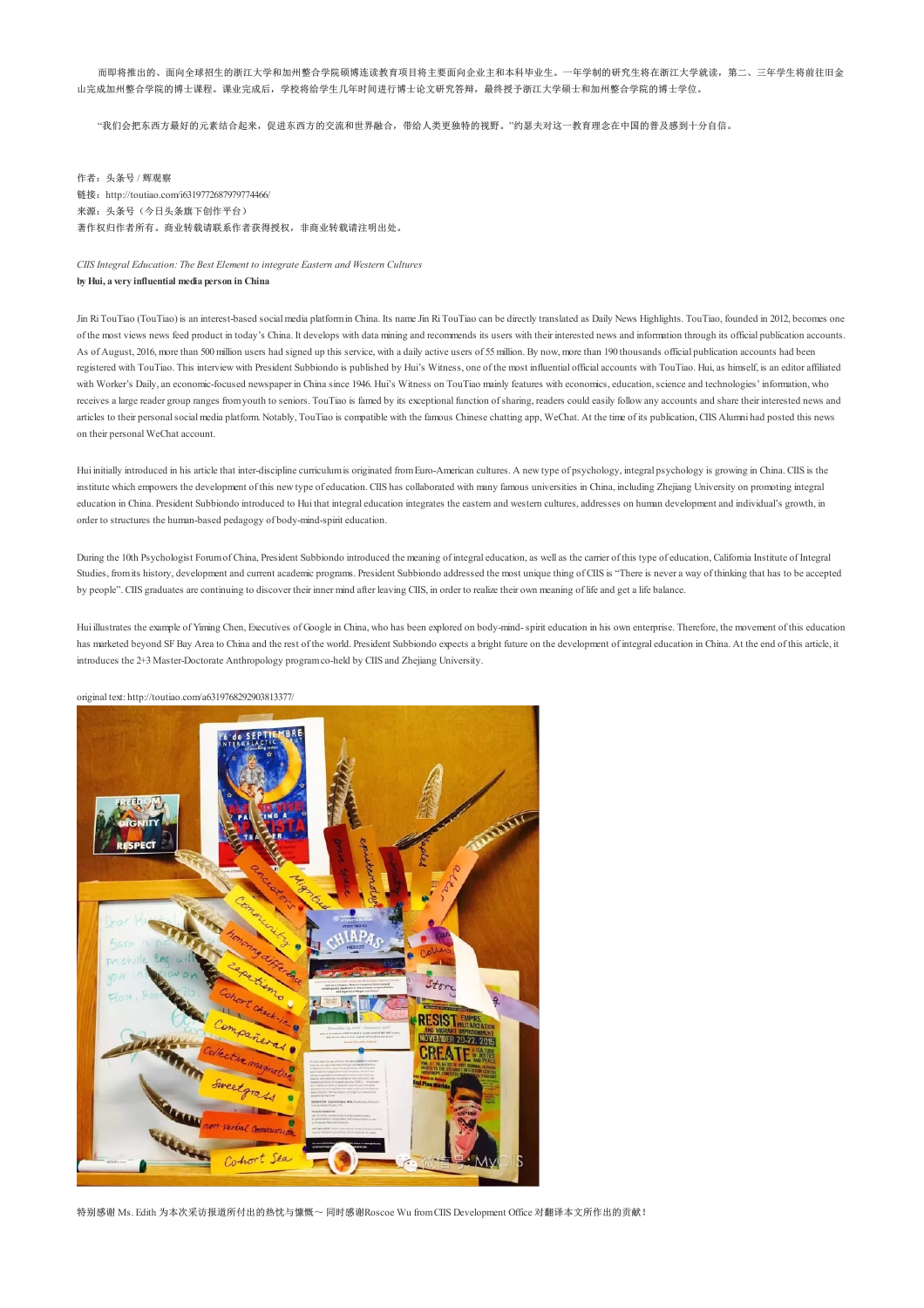而即将推出的、面向全球招生的浙江大学和加州整合学院硕博连读教育项目将主要面向企业主和本科毕业生。一年学制的研究生将在浙江大学就读，第二、三年学生将前往旧金山完成加州整合学院的博士课程。课业完成后，学校将给学生几年时间进行博士论文研究答辩，最终授予浙江大学硕士和加州整合学院的博士学位。

"我们会把东西方最好的元素结合起来，促进东西方的交流和世界融合，带给人类更独特的视野。"约瑟夫对这一教育理念在中国的普及感到十分自信。

作者：头条号 / 辉观察
链接：http://toutiao.com/i6319772687979774466/
来源：头条号（今日头条旗下创作平台）
著作权归作者所有。商业转载请联系作者获得授权，非商业转载请注明出处。

*CIIS Integral Education: The Best Element to integrate Eastern and Western Cultures*
**by Hui, a very influential media person in China**

Jin Ri TouTiao (TouTiao) is an interest-based social media platform in China. Its name Jin Ri TouTiao can be directly translated as Daily News Highlights. TouTiao, founded in 2012, becomes one of the most views news feed product in today's China. It develops with data mining and recommends its users with their interested news and information through its official publication accounts. As of August, 2016, more than 500 million users had signed up this service, with a daily active users of 55 million. By now, more than 190 thousands official publication accounts had been registered with TouTiao. This interview with President Subbiondo is published by Hui's Witness, one of the most influential official accounts with TouTiao. Hui, as himself, is an editor affiliated with Worker's Daily, an economic-focused newspaper in China since 1946. Hui's Witness on TouTiao mainly features with economics, education, science and technologies' information, who receives a large reader group ranges from youth to seniors. TouTiao is famed by its exceptional function of sharing, readers could easily follow any accounts and share their interested news and articles to their personal social media platform. Notably, TouTiao is compatible with the famous Chinese chatting app, WeChat. At the time of its publication, CIIS Alumni had posted this news on their personal WeChat account.

Hui initially introduced in his article that inter-discipline curriculum is originated from Euro-American cultures. A new type of psychology, integral psychology is growing in China. CIIS is the institute which empowers the development of this new type of education. CIIS has collaborated with many famous universities in China, including Zhejiang University on promoting integral education in China. President Subbiondo introduced to Hui that integral education integrates the eastern and western cultures, addresses on human development and individual's growth, in order to structures the human-based pedagogy of body-mind-spirit education.

During the 10th Psychologist Forum of China, President Subbiondo introduced the meaning of integral education, as well as the carrier of this type of education, California Institute of Integral Studies, from its history, development and current academic programs. President Subbiondo addressed the most unique thing of CIIS is "There is never a way of thinking that has to be accepted by people". CIIS graduates are continuing to discover their inner mind after leaving CIIS, in order to realize their own meaning of life and get a life balance.

Hui illustrates the example of Yiming Chen, Executives of Google in China, who has been explored on body-mind- spirit education in his own enterprise. Therefore, the movement of this education has marketed beyond SF Bay Area to China and the rest of the world. President Subbiondo expects a bright future on the development of integral education in China. At the end of this article, it introduces the 2+3 Master-Doctorate Anthropology program co-held by CIIS and Zhejiang University.

original text: http://toutiao.com/a6319768292903813377/

特别感谢 Ms. Edith 为本次采访报道所付出的热忱与慷慨～ 同时感谢Roscoe Wu from CIIS Development Office 对翻译本文所作出的贡献！